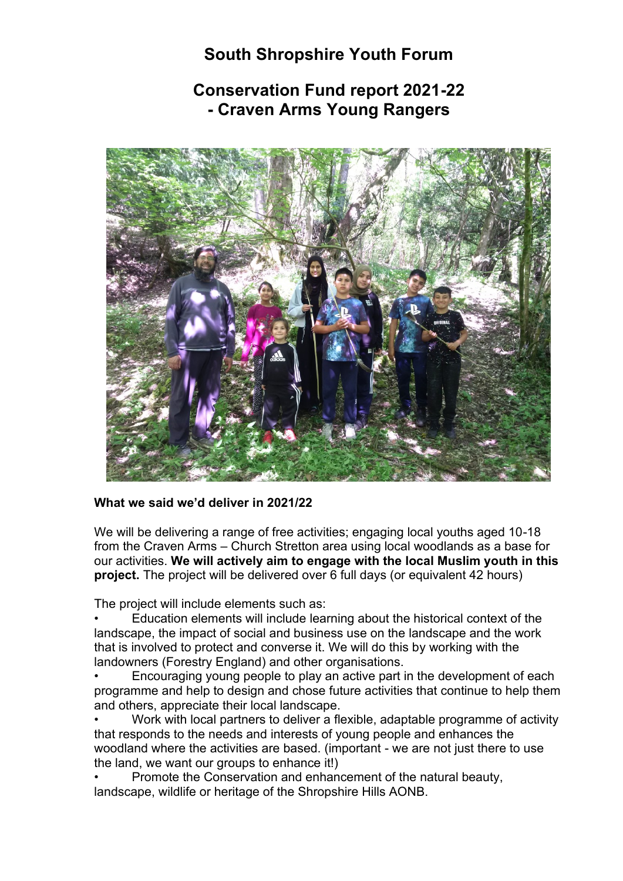# South Shropshire Youth Forum

## Conservation Fund report 2021-22 - Craven Arms Young Rangers

**What we said we'd deliver in 2021/22**

We will be delivering a range of free activities; engaging local youths aged 10-18 from the Craven Arms – Church Stretton area using local woodlands as a base for our activities. **We will actively aim to engage with the local Muslim youth in this project.** The project will be delivered over 6 full days (or equivalent 42 hours)

The project will include elements such as:

- Education elements will include learning about the historical context of the landscape, the impact of social and business use on the landscape and the work that is involved to protect and converse it. We will do this by working with the landowners (Forestry England) and other organisations.
- Encouraging young people to play an active part in the development of each programme and help to design and chose future activities that continue to help them and others, appreciate their local landscape.
- Work with local partners to deliver a flexible, adaptable programme of activity that responds to the needs and interests of young people and enhances the woodland where the activities are based. (important - we are not just there to use the land, we want our groups to enhance it!)
- Promote the Conservation and enhancement of the natural beauty, landscape, wildlife or heritage of the Shropshire Hills AONB.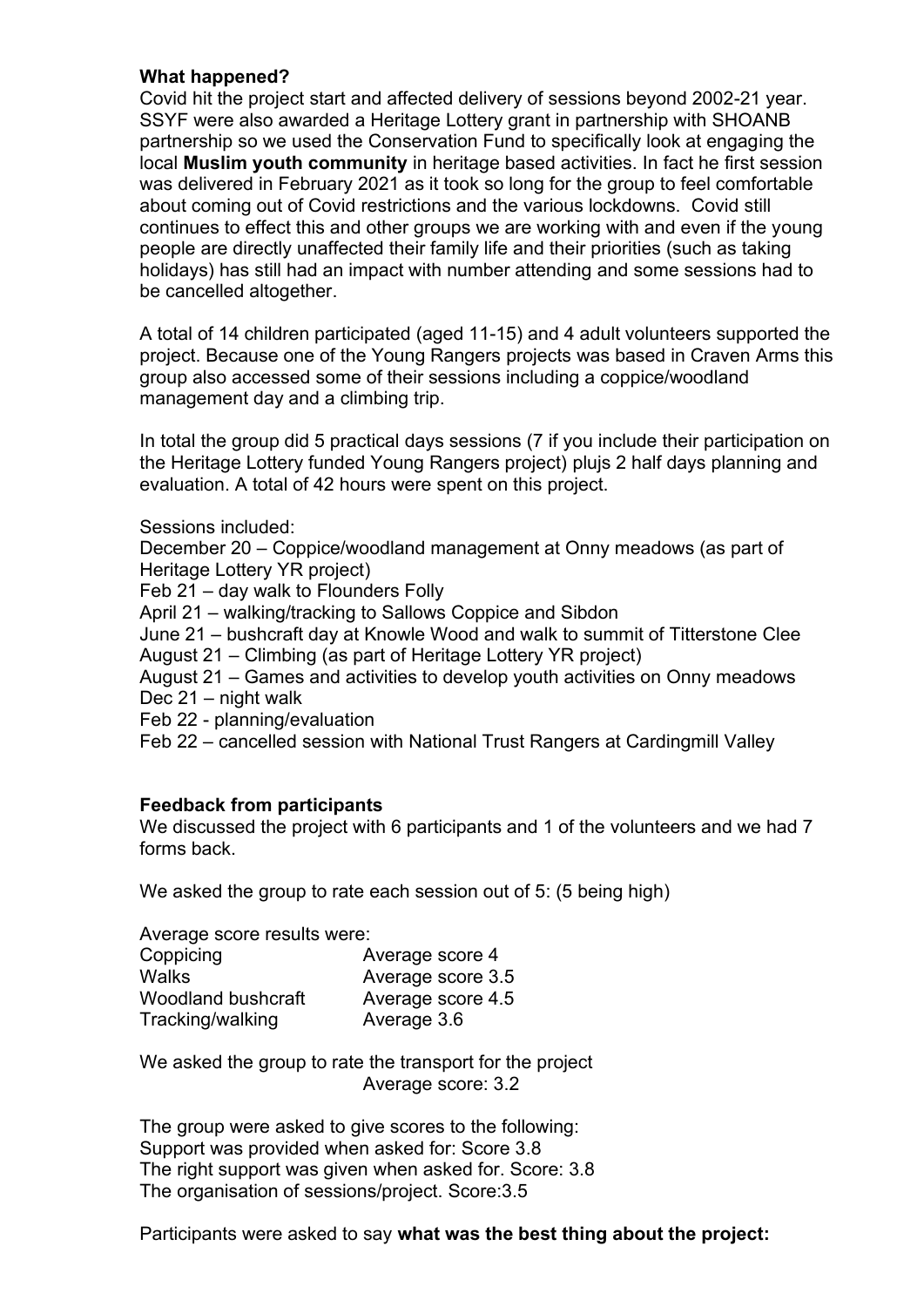**What happened?**

Covid hit the project start and affected delivery of sessions beyond 2002-21 year. SSYF were also awarded a Heritage Lottery grant in partnership with SHOANB partnership so we used the Conservation Fund to specifically look at engaging the local **Muslim youth community** in heritage based activities. In fact he first session was delivered in February 2021 as it took so long for the group to feel comfortable about coming out of Covid restrictions and the various lockdowns. Covid still continues to effect this and other groups we are working with and even if the young people are directly unaffected their family life and their priorities (such as taking holidays) has still had an impact with number attending and some sessions had to be cancelled altogether.

A total of 14 children participated (aged 11-15) and 4 adult volunteers supported the project. Because one of the Young Rangers projects was based in Craven Arms this group also accessed some of their sessions including a coppice/woodland management day and a climbing trip.

In total the group did 5 practical days sessions (7 if you include their participation on the Heritage Lottery funded Young Rangers project) plujs 2 half days planning and evaluation. A total of 42 hours were spent on this project.

Sessions included:

December 20 – Coppice/woodland management at Onny meadows (as part of Heritage Lottery YR project)
Feb 21 – day walk to Flounders Folly
April 21 – walking/tracking to Sallows Coppice and Sibdon
June 21 – bushcraft day at Knowle Wood and walk to summit of Titterstone Clee
August 21 – Climbing (as part of Heritage Lottery YR project)
August 21 – Games and activities to develop youth activities on Onny meadows
Dec 21 – night walk
Feb 22 - planning/evaluation
Feb 22 – cancelled session with National Trust Rangers at Cardingmill Valley

**Feedback from participants**

We discussed the project with 6 participants and 1 of the volunteers and we had 7 forms back.

We asked the group to rate each session out of 5: (5 being high)

Average score results were:

| | |
|---|---|
| Coppicing | Average score 4 |
| Walks | Average score 3.5 |
| Woodland bushcraft | Average score 4.5 |
| Tracking/walking | Average 3.6 |

We asked the group to rate the transport for the project
Average score: 3.2

The group were asked to give scores to the following:
Support was provided when asked for: Score 3.8
The right support was given when asked for. Score: 3.8
The organisation of sessions/project. Score:3.5

Participants were asked to say **what was the best thing about the project:**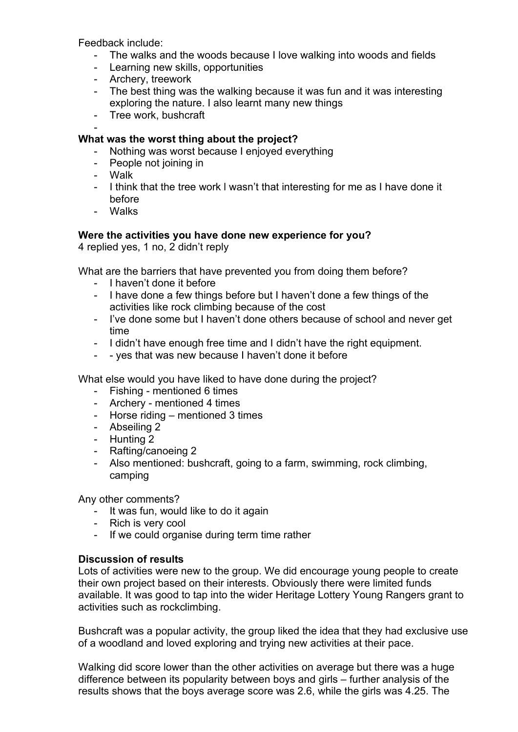Feedback include:

- The walks and the woods because I love walking into woods and fields
- Learning new skills, opportunities
- Archery, treework
- The best thing was the walking because it was fun and it was interesting exploring the nature. I also learnt many new things
- Tree work, bushcraft
-

**What was the worst thing about the project?**

- Nothing was worst because I enjoyed everything
- People not joining in
- Walk
- I think that the tree work l wasn't that interesting for me as I have done it before
- Walks

**Were the activities you have done new experience for you?**

4 replied yes, 1 no, 2 didn't reply

What are the barriers that have prevented you from doing them before?

- I haven't done it before
- I have done a few things before but I haven't done a few things of the activities like rock climbing because of the cost
- I've done some but I haven't done others because of school and never get time
- I didn't have enough free time and I didn't have the right equipment.
- - yes that was new because I haven't done it before

What else would you have liked to have done during the project?

- Fishing - mentioned 6 times
- Archery - mentioned 4 times
- Horse riding – mentioned 3 times
- Abseiling 2
- Hunting 2
- Rafting/canoeing 2
- Also mentioned: bushcraft, going to a farm, swimming, rock climbing, camping

Any other comments?

- It was fun, would like to do it again
- Rich is very cool
- If we could organise during term time rather

**Discussion of results**

Lots of activities were new to the group. We did encourage young people to create their own project based on their interests. Obviously there were limited funds available. It was good to tap into the wider Heritage Lottery Young Rangers grant to activities such as rockclimbing.

Bushcraft was a popular activity, the group liked the idea that they had exclusive use of a woodland and loved exploring and trying new activities at their pace.

Walking did score lower than the other activities on average but there was a huge difference between its popularity between boys and girls – further analysis of the results shows that the boys average score was 2.6, while the girls was 4.25. The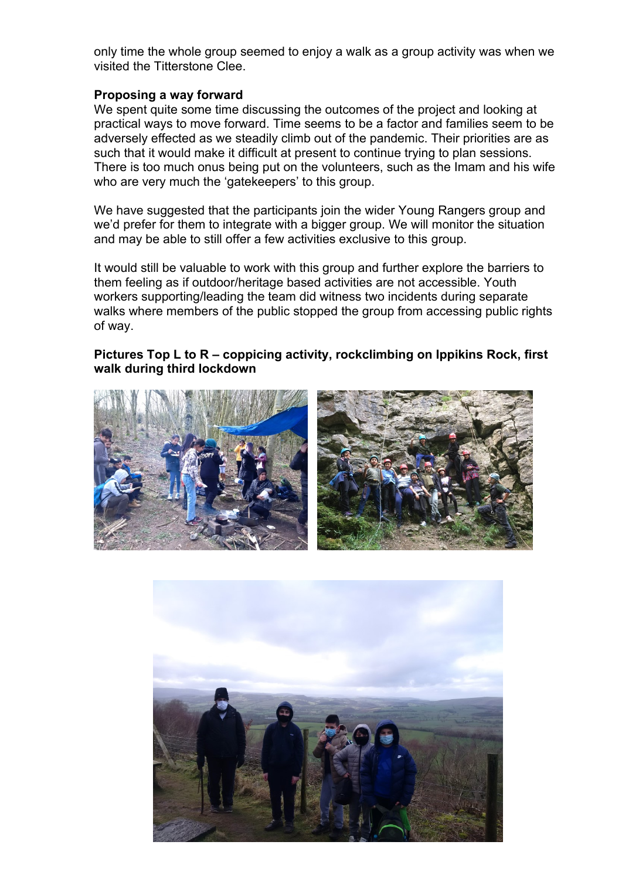only time the whole group seemed to enjoy a walk as a group activity was when we visited the Titterstone Clee.

**Proposing a way forward**

We spent quite some time discussing the outcomes of the project and looking at practical ways to move forward. Time seems to be a factor and families seem to be adversely effected as we steadily climb out of the pandemic. Their priorities are as such that it would make it difficult at present to continue trying to plan sessions. There is too much onus being put on the volunteers, such as the Imam and his wife who are very much the 'gatekeepers' to this group.

We have suggested that the participants join the wider Young Rangers group and we'd prefer for them to integrate with a bigger group. We will monitor the situation and may be able to still offer a few activities exclusive to this group.

It would still be valuable to work with this group and further explore the barriers to them feeling as if outdoor/heritage based activities are not accessible. Youth workers supporting/leading the team did witness two incidents during separate walks where members of the public stopped the group from accessing public rights of way.

**Pictures Top L to R – coppicing activity, rockclimbing on Ippikins Rock, first walk during third lockdown**